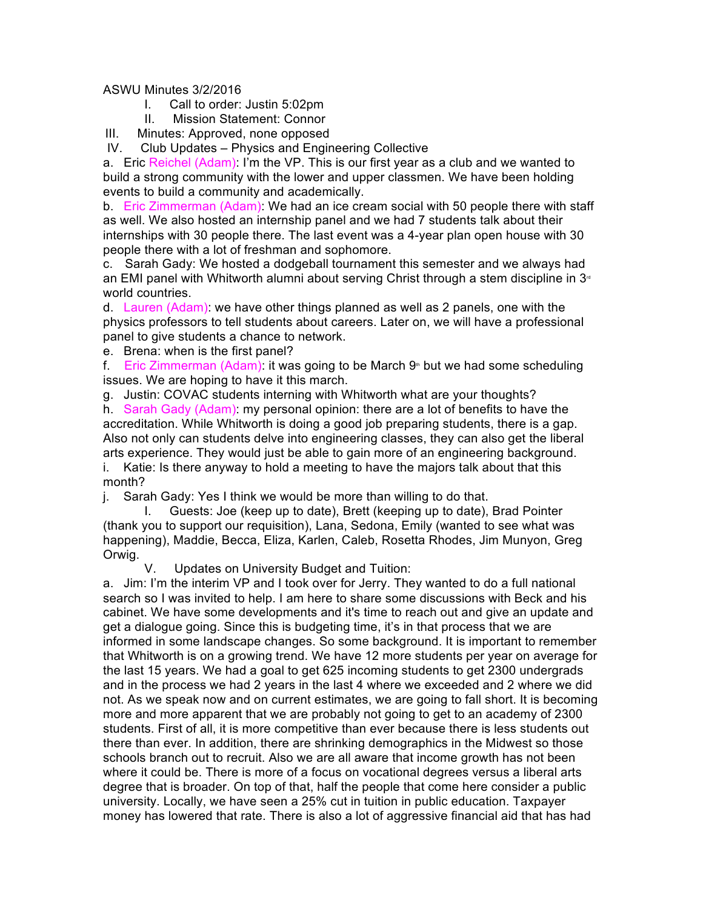ASWU Minutes 3/2/2016

I. Call to order: Justin 5:02pm

II. Mission Statement: Connor

III. Minutes: Approved, none opposed

IV. Club Updates – Physics and Engineering Collective

a. Eric Reichel (Adam): I'm the VP. This is our first year as a club and we wanted to build a strong community with the lower and upper classmen. We have been holding events to build a community and academically.

b. Eric Zimmerman (Adam): We had an ice cream social with 50 people there with staff as well. We also hosted an internship panel and we had 7 students talk about their internships with 30 people there. The last event was a 4-year plan open house with 30 people there with a lot of freshman and sophomore.

c. Sarah Gady: We hosted a dodgeball tournament this semester and we always had an EMI panel with Whitworth alumni about serving Christ through a stem discipline in 3rd world countries.

d. Lauren (Adam): we have other things planned as well as 2 panels, one with the physics professors to tell students about careers. Later on, we will have a professional panel to give students a chance to network.

e. Brena: when is the first panel?

f. Eric Zimmerman (Adam): it was going to be March 9th but we had some scheduling issues. We are hoping to have it this march.

g. Justin: COVAC students interning with Whitworth what are your thoughts?

h. Sarah Gady (Adam): my personal opinion: there are a lot of benefits to have the accreditation. While Whitworth is doing a good job preparing students, there is a gap. Also not only can students delve into engineering classes, they can also get the liberal arts experience. They would just be able to gain more of an engineering background.

i. Katie: Is there anyway to hold a meeting to have the majors talk about that this month?

j. Sarah Gady: Yes I think we would be more than willing to do that.

I. Guests: Joe (keep up to date), Brett (keeping up to date), Brad Pointer (thank you to support our requisition), Lana, Sedona, Emily (wanted to see what was happening), Maddie, Becca, Eliza, Karlen, Caleb, Rosetta Rhodes, Jim Munyon, Greg Orwig.

V. Updates on University Budget and Tuition:

a. Jim: I'm the interim VP and I took over for Jerry. They wanted to do a full national search so I was invited to help. I am here to share some discussions with Beck and his cabinet. We have some developments and it's time to reach out and give an update and get a dialogue going. Since this is budgeting time, it's in that process that we are informed in some landscape changes. So some background. It is important to remember that Whitworth is on a growing trend. We have 12 more students per year on average for the last 15 years. We had a goal to get 625 incoming students to get 2300 undergrads and in the process we had 2 years in the last 4 where we exceeded and 2 where we did not. As we speak now and on current estimates, we are going to fall short. It is becoming more and more apparent that we are probably not going to get to an academy of 2300 students. First of all, it is more competitive than ever because there is less students out there than ever. In addition, there are shrinking demographics in the Midwest so those schools branch out to recruit. Also we are all aware that income growth has not been where it could be. There is more of a focus on vocational degrees versus a liberal arts degree that is broader. On top of that, half the people that come here consider a public university. Locally, we have seen a 25% cut in tuition in public education. Taxpayer money has lowered that rate. There is also a lot of aggressive financial aid that has had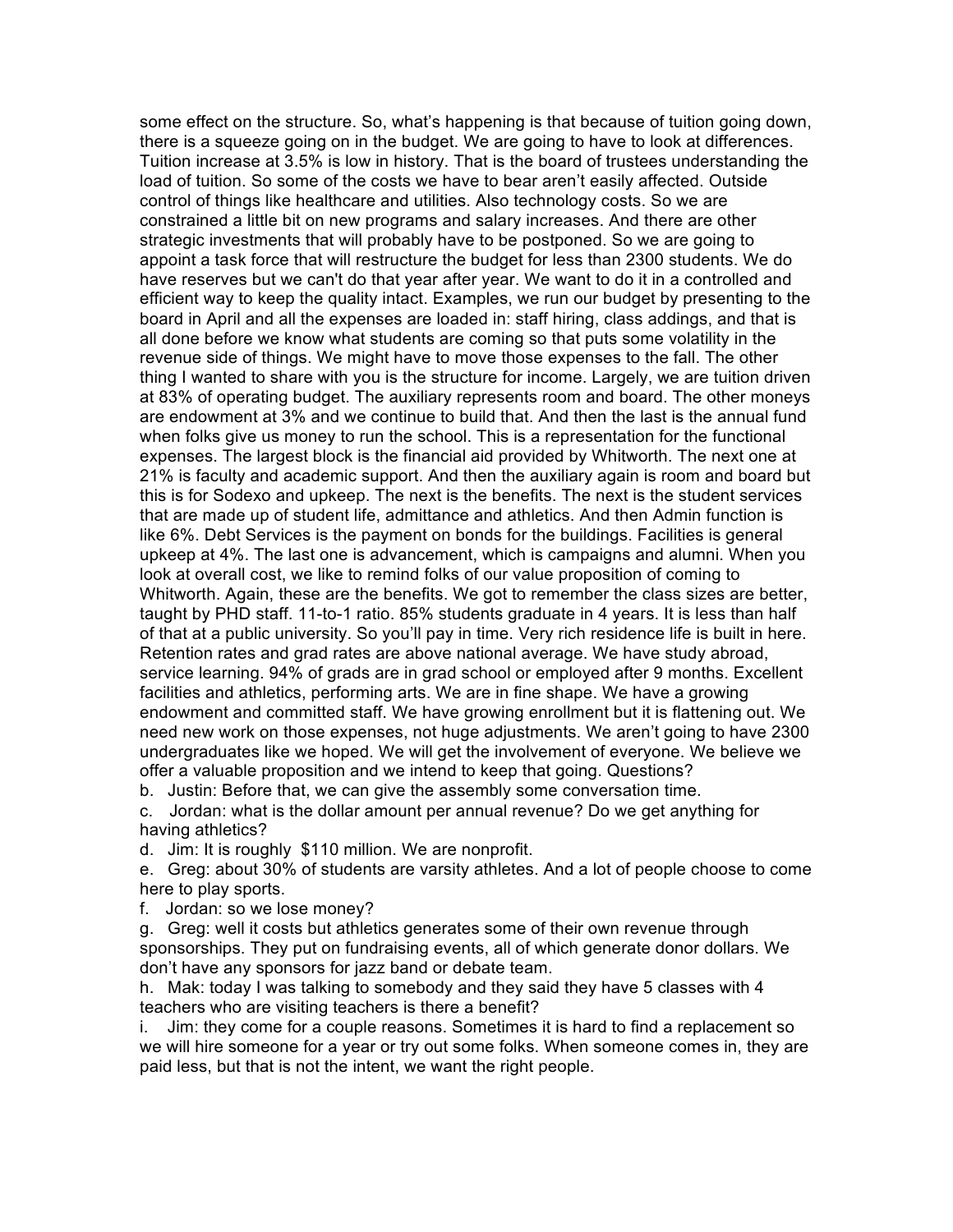some effect on the structure. So, what's happening is that because of tuition going down, there is a squeeze going on in the budget. We are going to have to look at differences. Tuition increase at 3.5% is low in history. That is the board of trustees understanding the load of tuition. So some of the costs we have to bear aren't easily affected. Outside control of things like healthcare and utilities. Also technology costs. So we are constrained a little bit on new programs and salary increases. And there are other strategic investments that will probably have to be postponed. So we are going to appoint a task force that will restructure the budget for less than 2300 students. We do have reserves but we can't do that year after year. We want to do it in a controlled and efficient way to keep the quality intact. Examples, we run our budget by presenting to the board in April and all the expenses are loaded in: staff hiring, class addings, and that is all done before we know what students are coming so that puts some volatility in the revenue side of things. We might have to move those expenses to the fall. The other thing I wanted to share with you is the structure for income. Largely, we are tuition driven at 83% of operating budget. The auxiliary represents room and board. The other moneys are endowment at 3% and we continue to build that. And then the last is the annual fund when folks give us money to run the school. This is a representation for the functional expenses. The largest block is the financial aid provided by Whitworth. The next one at 21% is faculty and academic support. And then the auxiliary again is room and board but this is for Sodexo and upkeep. The next is the benefits. The next is the student services that are made up of student life, admittance and athletics. And then Admin function is like 6%. Debt Services is the payment on bonds for the buildings. Facilities is general upkeep at 4%. The last one is advancement, which is campaigns and alumni. When you look at overall cost, we like to remind folks of our value proposition of coming to Whitworth. Again, these are the benefits. We got to remember the class sizes are better, taught by PHD staff. 11-to-1 ratio. 85% students graduate in 4 years. It is less than half of that at a public university. So you'll pay in time. Very rich residence life is built in here. Retention rates and grad rates are above national average. We have study abroad, service learning. 94% of grads are in grad school or employed after 9 months. Excellent facilities and athletics, performing arts. We are in fine shape. We have a growing endowment and committed staff. We have growing enrollment but it is flattening out. We need new work on those expenses, not huge adjustments. We aren't going to have 2300 undergraduates like we hoped. We will get the involvement of everyone. We believe we offer a valuable proposition and we intend to keep that going. Questions?

b. Justin: Before that, we can give the assembly some conversation time.

c. Jordan: what is the dollar amount per annual revenue? Do we get anything for having athletics?

d. Jim: It is roughly $110 million. We are nonprofit.

e. Greg: about 30% of students are varsity athletes. And a lot of people choose to come here to play sports.

f. Jordan: so we lose money?

g. Greg: well it costs but athletics generates some of their own revenue through sponsorships. They put on fundraising events, all of which generate donor dollars. We don't have any sponsors for jazz band or debate team.

h. Mak: today I was talking to somebody and they said they have 5 classes with 4 teachers who are visiting teachers is there a benefit?

i. Jim: they come for a couple reasons. Sometimes it is hard to find a replacement so we will hire someone for a year or try out some folks. When someone comes in, they are paid less, but that is not the intent, we want the right people.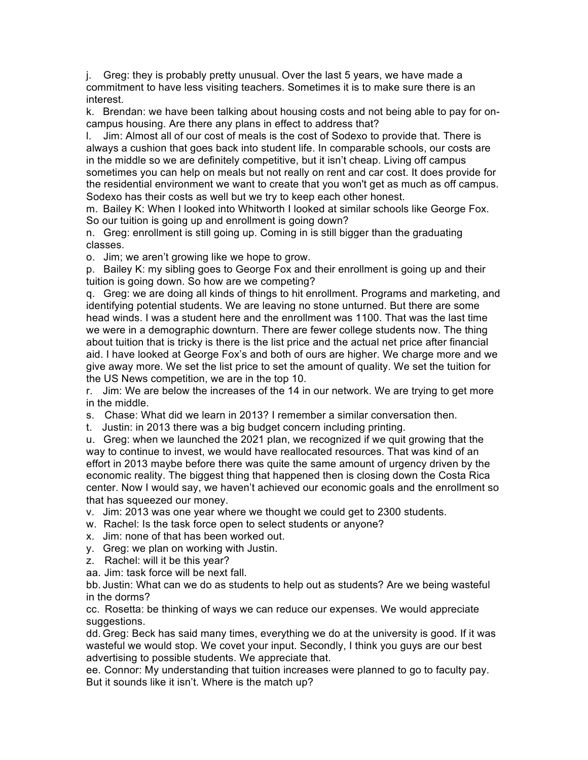j. Greg: they is probably pretty unusual. Over the last 5 years, we have made a commitment to have less visiting teachers. Sometimes it is to make sure there is an interest.

k. Brendan: we have been talking about housing costs and not being able to pay for on-campus housing. Are there any plans in effect to address that?

l. Jim: Almost all of our cost of meals is the cost of Sodexo to provide that. There is always a cushion that goes back into student life. In comparable schools, our costs are in the middle so we are definitely competitive, but it isn't cheap. Living off campus sometimes you can help on meals but not really on rent and car cost. It does provide for the residential environment we want to create that you won't get as much as off campus. Sodexo has their costs as well but we try to keep each other honest.

m. Bailey K: When I looked into Whitworth I looked at similar schools like George Fox. So our tuition is going up and enrollment is going down?

n. Greg: enrollment is still going up. Coming in is still bigger than the graduating classes.

o. Jim; we aren't growing like we hope to grow.

p. Bailey K: my sibling goes to George Fox and their enrollment is going up and their tuition is going down. So how are we competing?

q. Greg: we are doing all kinds of things to hit enrollment. Programs and marketing, and identifying potential students. We are leaving no stone unturned. But there are some head winds. I was a student here and the enrollment was 1100. That was the last time we were in a demographic downturn. There are fewer college students now. The thing about tuition that is tricky is there is the list price and the actual net price after financial aid. I have looked at George Fox's and both of ours are higher. We charge more and we give away more. We set the list price to set the amount of quality. We set the tuition for the US News competition, we are in the top 10.

r. Jim: We are below the increases of the 14 in our network. We are trying to get more in the middle.

s. Chase: What did we learn in 2013? I remember a similar conversation then.

t. Justin: in 2013 there was a big budget concern including printing.

u. Greg: when we launched the 2021 plan, we recognized if we quit growing that the way to continue to invest, we would have reallocated resources. That was kind of an effort in 2013 maybe before there was quite the same amount of urgency driven by the economic reality. The biggest thing that happened then is closing down the Costa Rica center. Now I would say, we haven't achieved our economic goals and the enrollment so that has squeezed our money.

v. Jim: 2013 was one year where we thought we could get to 2300 students.

w. Rachel: Is the task force open to select students or anyone?

x. Jim: none of that has been worked out.

y. Greg: we plan on working with Justin.

z. Rachel: will it be this year?

aa. Jim: task force will be next fall.

bb. Justin: What can we do as students to help out as students? Are we being wasteful in the dorms?

cc. Rosetta: be thinking of ways we can reduce our expenses. We would appreciate suggestions.

dd. Greg: Beck has said many times, everything we do at the university is good. If it was wasteful we would stop. We covet your input. Secondly, I think you guys are our best advertising to possible students. We appreciate that.

ee. Connor: My understanding that tuition increases were planned to go to faculty pay. But it sounds like it isn't. Where is the match up?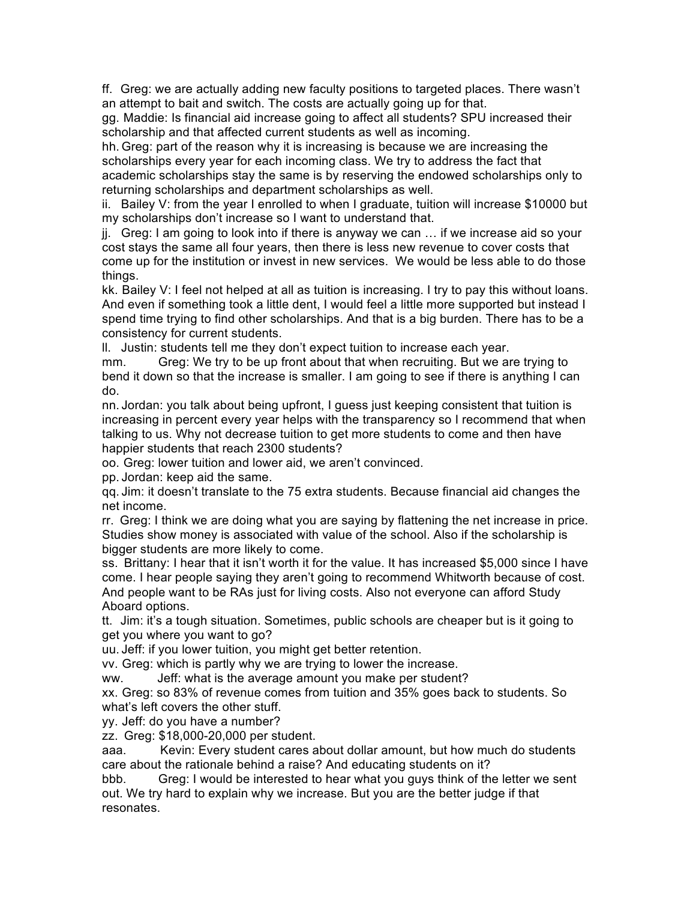ff. Greg: we are actually adding new faculty positions to targeted places. There wasn't an attempt to bait and switch. The costs are actually going up for that.

gg. Maddie: Is financial aid increase going to affect all students? SPU increased their scholarship and that affected current students as well as incoming.

hh. Greg: part of the reason why it is increasing is because we are increasing the scholarships every year for each incoming class. We try to address the fact that academic scholarships stay the same is by reserving the endowed scholarships only to returning scholarships and department scholarships as well.

ii. Bailey V: from the year I enrolled to when I graduate, tuition will increase $10000 but my scholarships don't increase so I want to understand that.

jj. Greg: I am going to look into if there is anyway we can … if we increase aid so your cost stays the same all four years, then there is less new revenue to cover costs that come up for the institution or invest in new services. We would be less able to do those things.

kk. Bailey V: I feel not helped at all as tuition is increasing. I try to pay this without loans. And even if something took a little dent, I would feel a little more supported but instead I spend time trying to find other scholarships. And that is a big burden. There has to be a consistency for current students.

ll. Justin: students tell me they don't expect tuition to increase each year.

mm. Greg: We try to be up front about that when recruiting. But we are trying to bend it down so that the increase is smaller. I am going to see if there is anything I can do.

nn. Jordan: you talk about being upfront, I guess just keeping consistent that tuition is increasing in percent every year helps with the transparency so I recommend that when talking to us. Why not decrease tuition to get more students to come and then have happier students that reach 2300 students?

oo. Greg: lower tuition and lower aid, we aren't convinced.

pp. Jordan: keep aid the same.

qq. Jim: it doesn't translate to the 75 extra students. Because financial aid changes the net income.

rr. Greg: I think we are doing what you are saying by flattening the net increase in price. Studies show money is associated with value of the school. Also if the scholarship is bigger students are more likely to come.

ss. Brittany: I hear that it isn't worth it for the value. It has increased $5,000 since I have come. I hear people saying they aren't going to recommend Whitworth because of cost. And people want to be RAs just for living costs. Also not everyone can afford Study Aboard options.

tt. Jim: it's a tough situation. Sometimes, public schools are cheaper but is it going to get you where you want to go?

uu. Jeff: if you lower tuition, you might get better retention.

vv. Greg: which is partly why we are trying to lower the increase.

ww. Jeff: what is the average amount you make per student?

xx. Greg: so 83% of revenue comes from tuition and 35% goes back to students. So what's left covers the other stuff.

yy. Jeff: do you have a number?

zz. Greg: $18,000-20,000 per student.

aaa. Kevin: Every student cares about dollar amount, but how much do students care about the rationale behind a raise? And educating students on it?

bbb. Greg: I would be interested to hear what you guys think of the letter we sent out. We try hard to explain why we increase. But you are the better judge if that resonates.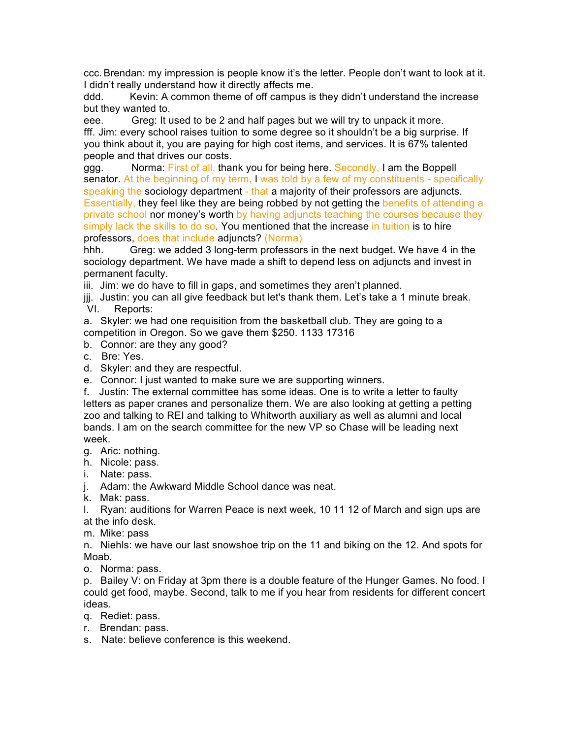ccc. Brendan: my impression is people know it's the letter. People don't want to look at it. I didn't really understand how it directly affects me.

ddd. Kevin: A common theme of off campus is they didn't understand the increase but they wanted to.

eee. Greg: It used to be 2 and half pages but we will try to unpack it more.

fff. Jim: every school raises tuition to some degree so it shouldn't be a big surprise. If you think about it, you are paying for high cost items, and services. It is 67% talented people and that drives our costs.

ggg. Norma: First of all, thank you for being here. Secondly, I am the Boppell senator. At the beginning of my term, I was told by a few of my constituents - specifically speaking the sociology department - that a majority of their professors are adjuncts. Essentially, they feel like they are being robbed by not getting the benefits of attending a private school nor money's worth by having adjuncts teaching the courses because they simply lack the skills to do so. You mentioned that the increase in tuition is to hire professors, does that include adjuncts? (Norma)

hhh. Greg: we added 3 long-term professors in the next budget. We have 4 in the sociology department. We have made a shift to depend less on adjuncts and invest in permanent faculty.

iii. Jim: we do have to fill in gaps, and sometimes they aren't planned.

jjj. Justin: you can all give feedback but let's thank them. Let's take a 1 minute break.

VI. Reports:

a. Skyler: we had one requisition from the basketball club. They are going to a competition in Oregon. So we gave them $250. 1133 17316

b. Connor: are they any good?

c. Bre: Yes.

d. Skyler: and they are respectful.

e. Connor: I just wanted to make sure we are supporting winners.

f. Justin: The external committee has some ideas. One is to write a letter to faulty letters as paper cranes and personalize them. We are also looking at getting a petting zoo and talking to REI and talking to Whitworth auxiliary as well as alumni and local bands. I am on the search committee for the new VP so Chase will be leading next week.

g. Aric: nothing.

h. Nicole: pass.

i. Nate: pass.

j. Adam: the Awkward Middle School dance was neat.

k. Mak: pass.

l. Ryan: auditions for Warren Peace is next week, 10 11 12 of March and sign ups are at the info desk.

m. Mike: pass

n. Niehls: we have our last snowshoe trip on the 11 and biking on the 12. And spots for Moab.

o. Norma: pass.

p. Bailey V: on Friday at 3pm there is a double feature of the Hunger Games. No food. I could get food, maybe. Second, talk to me if you hear from residents for different concert ideas.

q. Rediet: pass.

r. Brendan: pass.

s. Nate: believe conference is this weekend.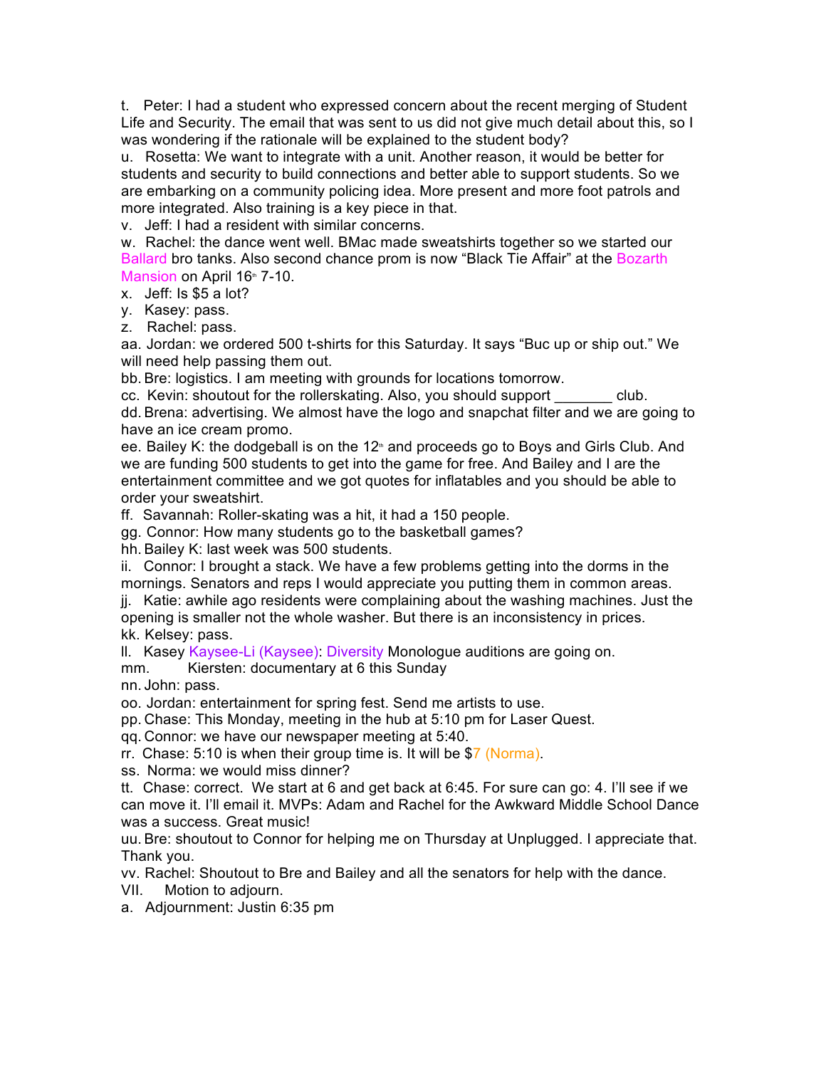t. Peter: I had a student who expressed concern about the recent merging of Student Life and Security. The email that was sent to us did not give much detail about this, so I was wondering if the rationale will be explained to the student body?

u. Rosetta: We want to integrate with a unit. Another reason, it would be better for students and security to build connections and better able to support students. So we are embarking on a community policing idea. More present and more foot patrols and more integrated. Also training is a key piece in that.

v. Jeff: I had a resident with similar concerns.

w. Rachel: the dance went well. BMac made sweatshirts together so we started our Ballard bro tanks. Also second chance prom is now "Black Tie Affair" at the Bozarth Mansion on April 16th 7-10.

x. Jeff: Is $5 a lot?

y. Kasey: pass.

z. Rachel: pass.

aa. Jordan: we ordered 500 t-shirts for this Saturday. It says "Buc up or ship out." We will need help passing them out.

bb. Bre: logistics. I am meeting with grounds for locations tomorrow.

cc. Kevin: shoutout for the rollerskating. Also, you should support _______ club.

dd. Brena: advertising. We almost have the logo and snapchat filter and we are going to have an ice cream promo.

ee. Bailey K: the dodgeball is on the 12th and proceeds go to Boys and Girls Club. And we are funding 500 students to get into the game for free. And Bailey and I are the entertainment committee and we got quotes for inflatables and you should be able to order your sweatshirt.

ff. Savannah: Roller-skating was a hit, it had a 150 people.

gg. Connor: How many students go to the basketball games?

hh. Bailey K: last week was 500 students.

ii. Connor: I brought a stack. We have a few problems getting into the dorms in the mornings. Senators and reps I would appreciate you putting them in common areas.

jj. Katie: awhile ago residents were complaining about the washing machines. Just the opening is smaller not the whole washer. But there is an inconsistency in prices.

kk. Kelsey: pass.

ll. Kasey Kaysee-Li (Kaysee): Diversity Monologue auditions are going on.

mm. Kiersten: documentary at 6 this Sunday

nn. John: pass.

oo. Jordan: entertainment for spring fest. Send me artists to use.

pp. Chase: This Monday, meeting in the hub at 5:10 pm for Laser Quest.

qq. Connor: we have our newspaper meeting at 5:40.

rr. Chase: 5:10 is when their group time is. It will be $7 (Norma).

ss. Norma: we would miss dinner?

tt. Chase: correct. We start at 6 and get back at 6:45. For sure can go: 4. I'll see if we can move it. I'll email it. MVPs: Adam and Rachel for the Awkward Middle School Dance was a success. Great music!

uu. Bre: shoutout to Connor for helping me on Thursday at Unplugged. I appreciate that. Thank you.

vv. Rachel: Shoutout to Bre and Bailey and all the senators for help with the dance.

VII. Motion to adjourn.

a. Adjournment: Justin 6:35 pm